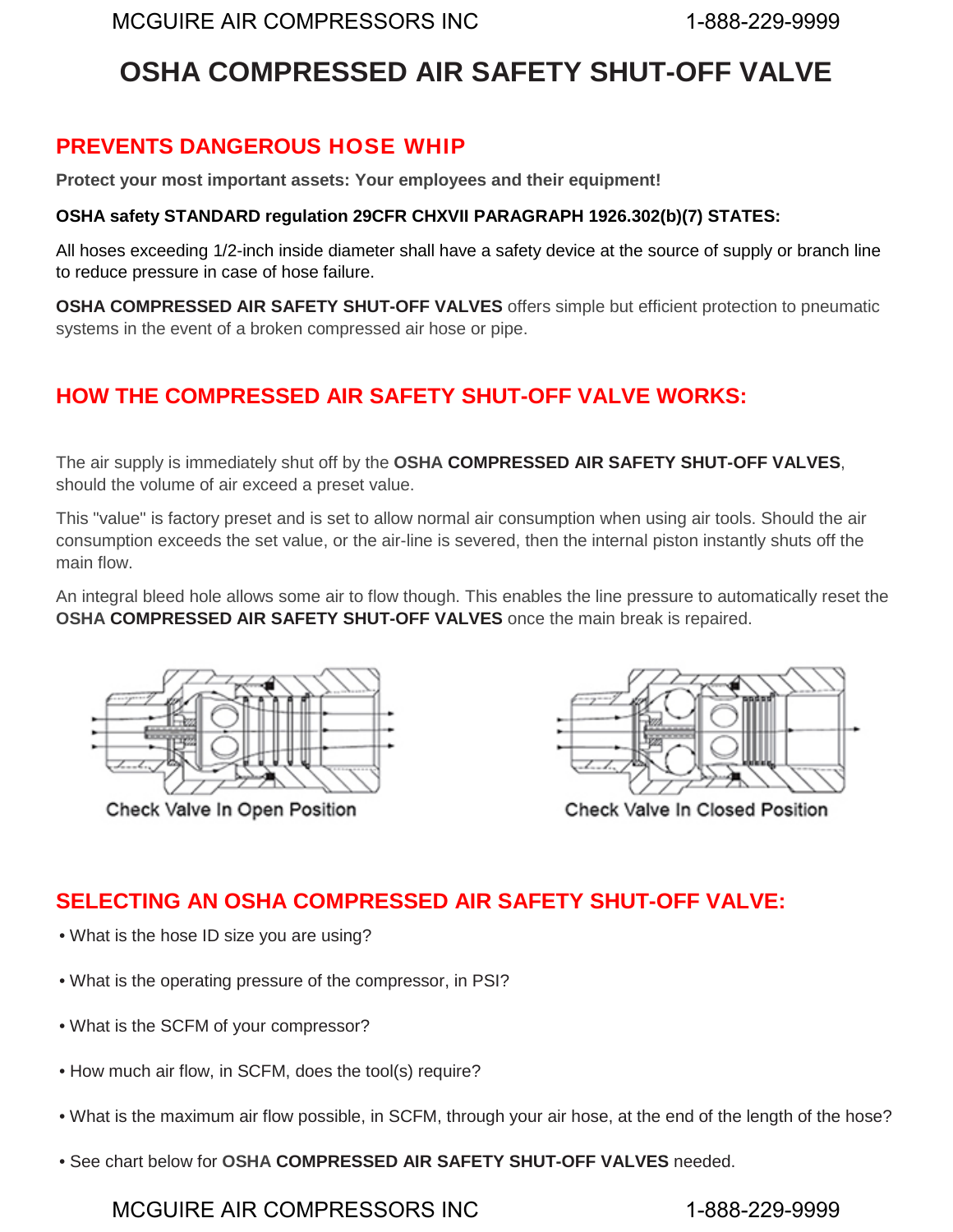# OSHA COMPRESSED AIR SAFETY SHUT-OFF VALVE

## PREVENTS DANGEROUS HOSE WHIP

**Protect your most important assets: Your employees and their equipment!**

**OSHA safety STANDARD regulation 29CFR CHXVII PARAGRAPH 1926.302(b)(7) STATES:**

All hoses exceeding 1/2-inch inside diameter shall have a safety device at the source of supply or branch line to reduce pressure in case of hose failure.

**OSHA COMPRESSED AIR SAFETY SHUT-OFF VALVES** offers simple but efficient protection to pneumatic systems in the event of a broken compressed air hose or pipe.

## HOW THE COMPRESSED AIR SAFETY SHUT-OFF VALVE WORKS:

The air supply is immediately shut off by the **OSHA COMPRESSED AIR SAFETY SHUT-OFF VALVES**, should the volume of air exceed a preset value.

This "value" is factory preset and is set to allow normal air consumption when using air tools. Should the air consumption exceeds the set value, or the air-line is severed, then the internal piston instantly shuts off the main flow.

An integral bleed hole allows some air to flow though. This enables the line pressure to automatically reset the **OSHA COMPRESSED AIR SAFETY SHUT-OFF VALVES** once the main break is repaired.

Check Valve In Open Position

Check Valve In Closed Position

## SELECTING AN OSHA COMPRESSED AIR SAFETY SHUT-OFF VALVE:

- What is the hose ID size you are using?
- What is the operating pressure of the compressor, in PSI?
- What is the SCFM of your compressor?
- How much air flow, in SCFM, does the tool(s) require?
- What is the maximum air flow possible, in SCFM, through your air hose, at the end of the length of the hose?
- See chart below for **OSHA COMPRESSED AIR SAFETY SHUT-OFF VALVES** needed.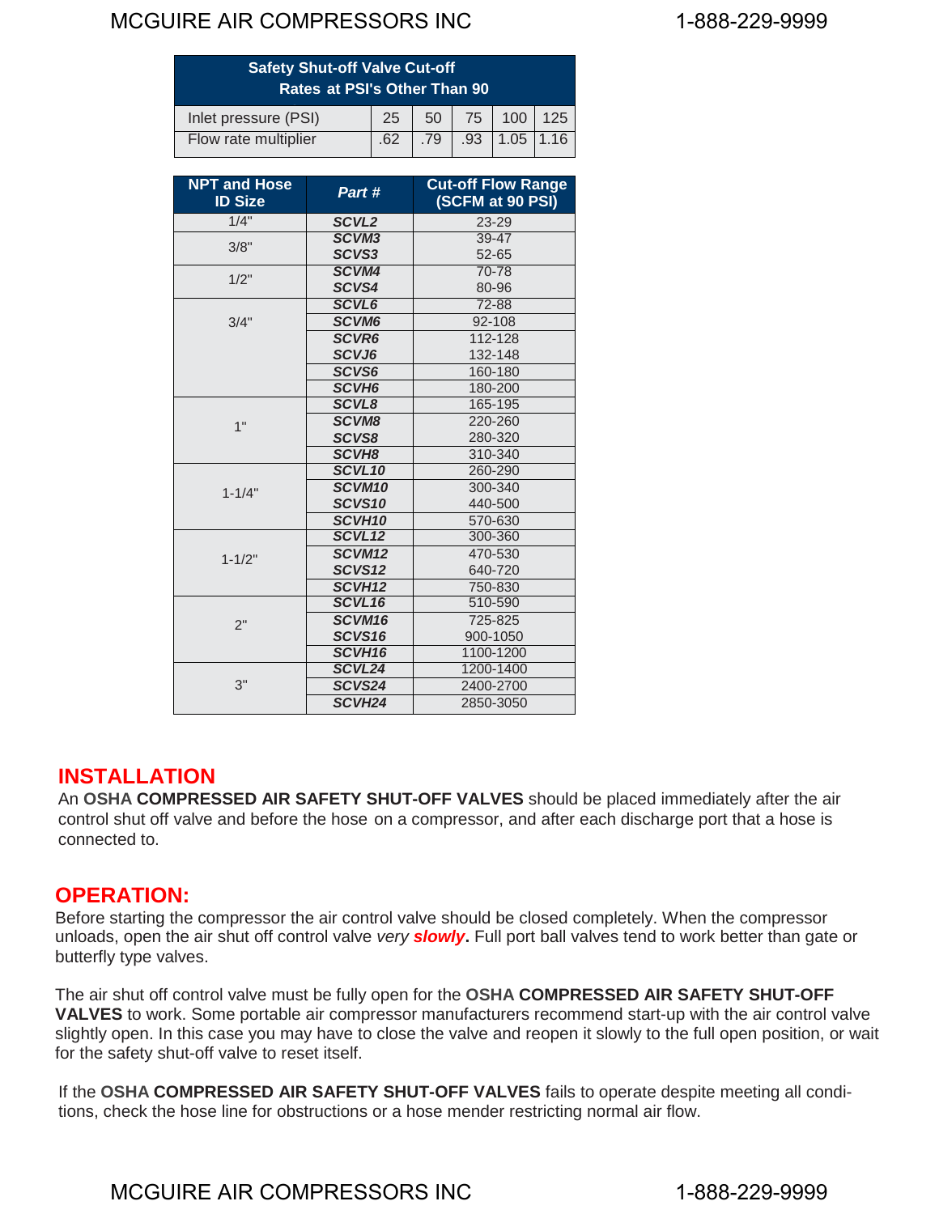| Safety Shut-off Valve Cut-off Rates at PSI's Other Than 90 | | | | | |
|---|---|---|---|---|---|
| Inlet pressure (PSI) | 25 | 50 | 75 | 100 | 125 |
| Flow rate multiplier | .62 | .79 | .93 | 1.05 | 1.16 |

| NPT and Hose ID Size | Part # | Cut-off Flow Range (SCFM at 90 PSI) |
|---|---|---|
| 1/4" | ***SCVL2*** | 23-29 |
| 3/8" | ***SCVM3*** | 39-47 |
| | ***SCVS3*** | 52-65 |
| 1/2" | ***SCVM4*** | 70-78 |
| | ***SCVS4*** | 80-96 |
| 3/4" | ***SCVL6*** | 72-88 |
| | ***SCVM6*** | 92-108 |
| | ***SCVR6*** | 112-128 |
| | ***SCVJ6*** | 132-148 |
| | ***SCVS6*** | 160-180 |
| | ***SCVH6*** | 180-200 |
| 1" | ***SCVL8*** | 165-195 |
| | ***SCVM8*** | 220-260 |
| | ***SCVS8*** | 280-320 |
| | ***SCVH8*** | 310-340 |
| 1-1/4" | ***SCVL10*** | 260-290 |
| | ***SCVM10*** | 300-340 |
| | ***SCVS10*** | 440-500 |
| | ***SCVH10*** | 570-630 |
| 1-1/2" | ***SCVL12*** | 300-360 |
| | ***SCVM12*** | 470-530 |
| | ***SCVS12*** | 640-720 |
| | ***SCVH12*** | 750-830 |
| 2" | ***SCVL16*** | 510-590 |
| | ***SCVM16*** | 725-825 |
| | ***SCVS16*** | 900-1050 |
| | ***SCVH16*** | 1100-1200 |
| 3" | ***SCVL24*** | 1200-1400 |
| | ***SCVS24*** | 2400-2700 |
| | ***SCVH24*** | 2850-3050 |

## INSTALLATION

An **OSHA COMPRESSED AIR SAFETY SHUT-OFF VALVES** should be placed immediately after the air control shut off valve and before the hose on a compressor, and after each discharge port that a hose is connected to.

## OPERATION:

Before starting the compressor the air control valve should be closed completely. When the compressor unloads, open the air shut off control valve *very* ***slowly***. Full port ball valves tend to work better than gate or butterfly type valves.

The air shut off control valve must be fully open for the **OSHA COMPRESSED AIR SAFETY SHUT-OFF VALVES** to work. Some portable air compressor manufacturers recommend start-up with the air control valve slightly open. In this case you may have to close the valve and reopen it slowly to the full open position, or wait for the safety shut-off valve to reset itself.

If the **OSHA COMPRESSED AIR SAFETY SHUT-OFF VALVES** fails to operate despite meeting all conditions, check the hose line for obstructions or a hose mender restricting normal air flow.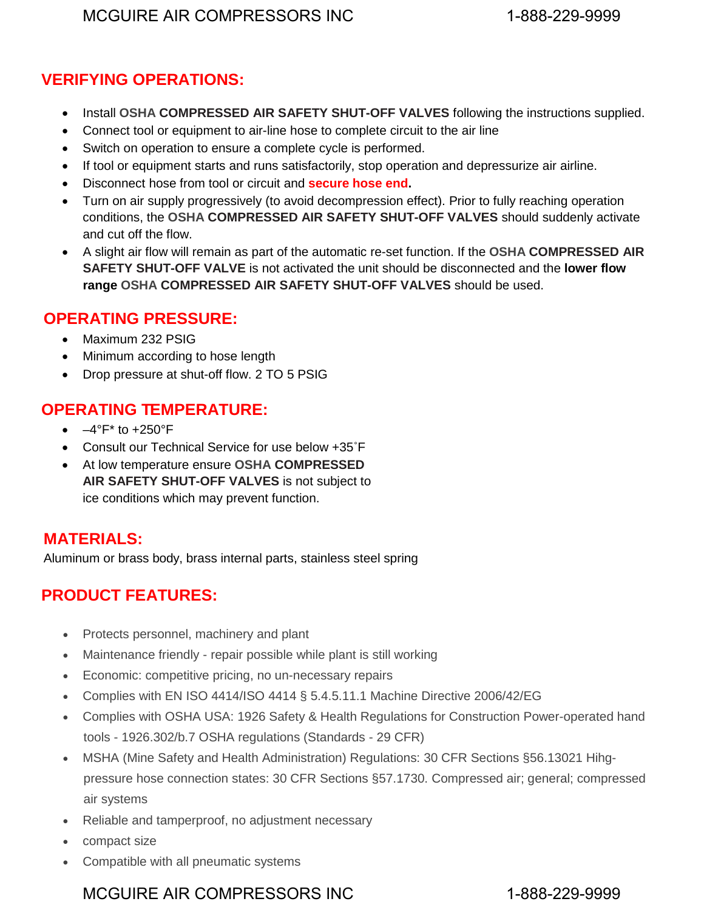## VERIFYING OPERATIONS:

- Install **OSHA COMPRESSED AIR SAFETY SHUT-OFF VALVES** following the instructions supplied.
- Connect tool or equipment to air-line hose to complete circuit to the air line
- Switch on operation to ensure a complete cycle is performed.
- If tool or equipment starts and runs satisfactorily, stop operation and depressurize air airline.
- Disconnect hose from tool or circuit and **secure hose end.**
- Turn on air supply progressively (to avoid decompression effect). Prior to fully reaching operation conditions, the **OSHA COMPRESSED AIR SAFETY SHUT-OFF VALVES** should suddenly activate and cut off the flow.
- A slight air flow will remain as part of the automatic re-set function. If the **OSHA COMPRESSED AIR SAFETY SHUT-OFF VALVE** is not activated the unit should be disconnected and the **lower flow range OSHA COMPRESSED AIR SAFETY SHUT-OFF VALVES** should be used.

## OPERATING PRESSURE:

- Maximum 232 PSIG
- Minimum according to hose length
- Drop pressure at shut-off flow. 2 TO 5 PSIG

## OPERATING TEMPERATURE:

- –4°F* to +250°F
- Consult our Technical Service for use below +35˚F
- At low temperature ensure **OSHA COMPRESSED AIR SAFETY SHUT-OFF VALVES** is not subject to ice conditions which may prevent function.

## MATERIALS:

Aluminum or brass body, brass internal parts, stainless steel spring

## PRODUCT FEATURES:

- Protects personnel, machinery and plant
- Maintenance friendly - repair possible while plant is still working
- Economic: competitive pricing, no un-necessary repairs
- Complies with EN ISO 4414/ISO 4414 § 5.4.5.11.1 Machine Directive 2006/42/EG
- Complies with OSHA USA: 1926 Safety & Health Regulations for Construction Power-operated hand tools - 1926.302/b.7 OSHA regulations (Standards - 29 CFR)
- MSHA (Mine Safety and Health Administration) Regulations: 30 CFR Sections §56.13021 Hihg-pressure hose connection states: 30 CFR Sections §57.1730. Compressed air; general; compressed air systems
- Reliable and tamperproof, no adjustment necessary
- compact size
- Compatible with all pneumatic systems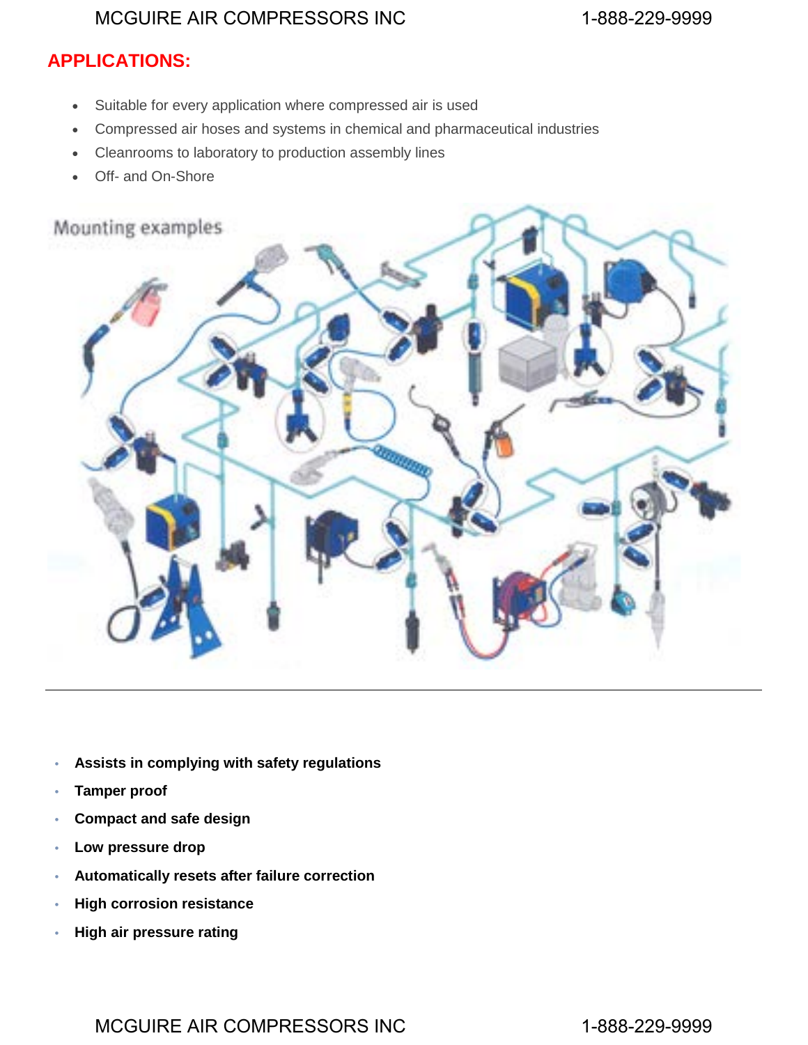## APPLICATIONS:

- Suitable for every application where compressed air is used
- Compressed air hoses and systems in chemical and pharmaceutical industries
- Cleanrooms to laboratory to production assembly lines
- Off- and On-Shore

Mounting examples

---

- **Assists in complying with safety regulations**
- **Tamper proof**
- **Compact and safe design**
- **Low pressure drop**
- **Automatically resets after failure correction**
- **High corrosion resistance**
- **High air pressure rating**